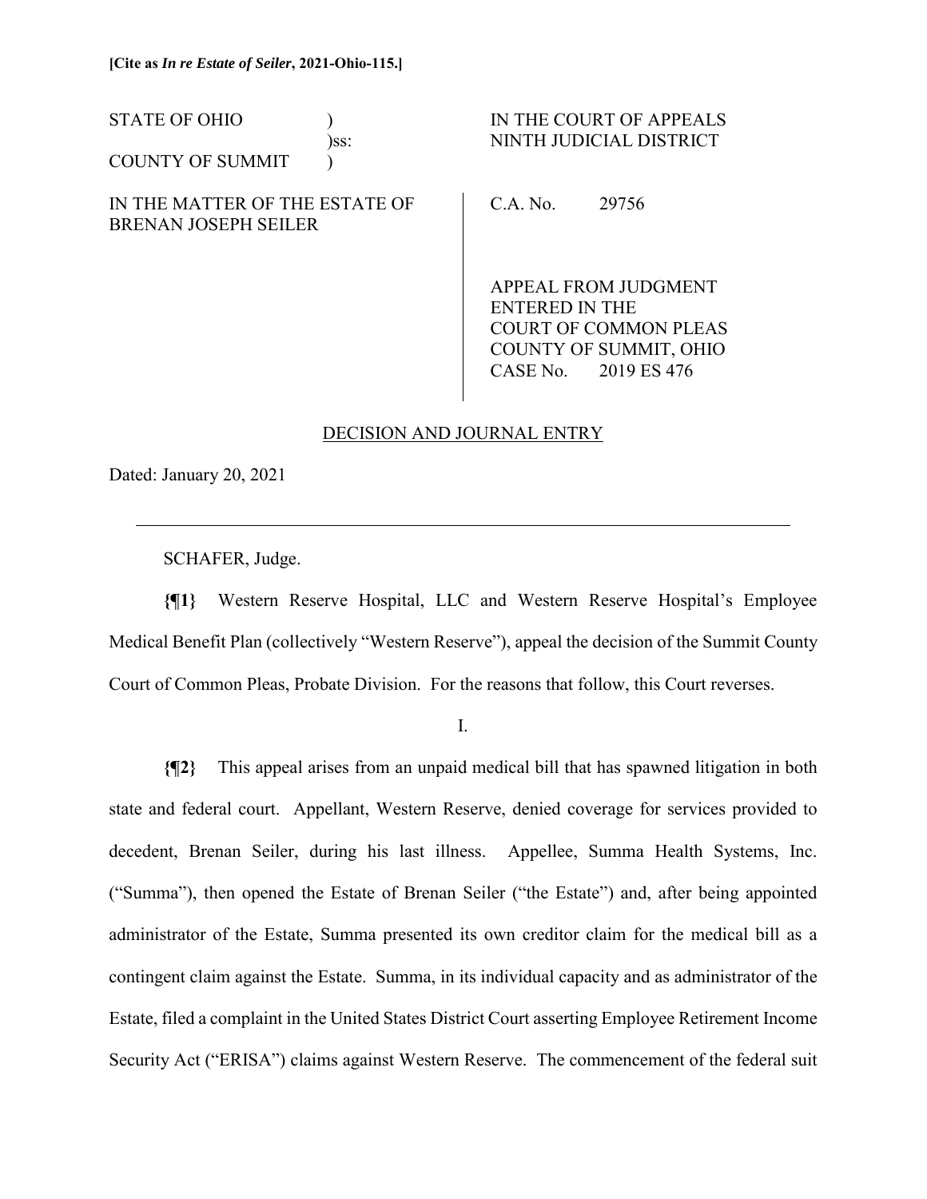**[Cite as *In re Estate of Seiler*, 2021-Ohio-115.]**

| | | |
|---|---|---|
| STATE OF OHIO<br>COUNTY OF SUMMIT | )<br>)ss:<br>) | IN THE COURT OF APPEALS<br>NINTH JUDICIAL DISTRICT |
| IN THE MATTER OF THE ESTATE OF BRENAN JOSEPH SEILER | | C.A. No. 29756<br><br>APPEAL FROM JUDGMENT ENTERED IN THE COURT OF COMMON PLEAS COUNTY OF SUMMIT, OHIO CASE No. 2019 ES 476 |

DECISION AND JOURNAL ENTRY

Dated: January 20, 2021

---

SCHAFER, Judge.

**{¶1}** Western Reserve Hospital, LLC and Western Reserve Hospital's Employee Medical Benefit Plan (collectively "Western Reserve"), appeal the decision of the Summit County Court of Common Pleas, Probate Division. For the reasons that follow, this Court reverses.

I.

**{¶2}** This appeal arises from an unpaid medical bill that has spawned litigation in both state and federal court. Appellant, Western Reserve, denied coverage for services provided to decedent, Brenan Seiler, during his last illness. Appellee, Summa Health Systems, Inc. ("Summa"), then opened the Estate of Brenan Seiler ("the Estate") and, after being appointed administrator of the Estate, Summa presented its own creditor claim for the medical bill as a contingent claim against the Estate. Summa, in its individual capacity and as administrator of the Estate, filed a complaint in the United States District Court asserting Employee Retirement Income Security Act ("ERISA") claims against Western Reserve. The commencement of the federal suit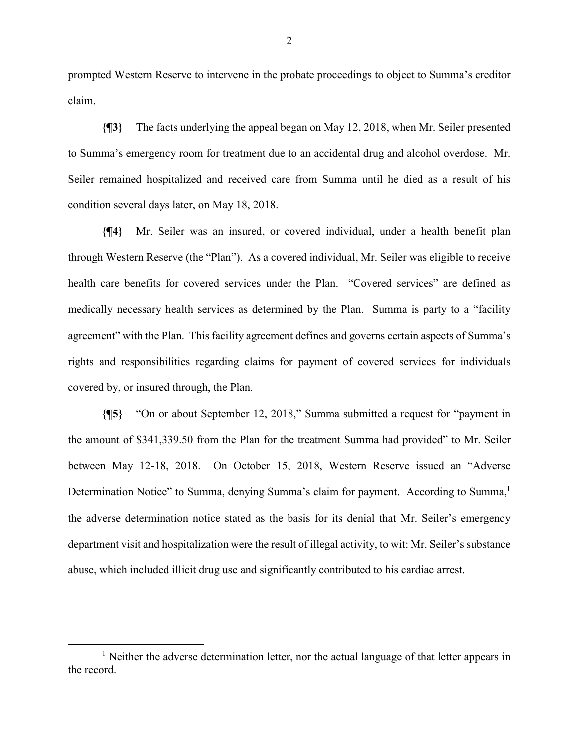prompted Western Reserve to intervene in the probate proceedings to object to Summa's creditor claim.

**{¶3}** The facts underlying the appeal began on May 12, 2018, when Mr. Seiler presented to Summa's emergency room for treatment due to an accidental drug and alcohol overdose. Mr. Seiler remained hospitalized and received care from Summa until he died as a result of his condition several days later, on May 18, 2018.

**{¶4}** Mr. Seiler was an insured, or covered individual, under a health benefit plan through Western Reserve (the "Plan"). As a covered individual, Mr. Seiler was eligible to receive health care benefits for covered services under the Plan. "Covered services" are defined as medically necessary health services as determined by the Plan. Summa is party to a "facility agreement" with the Plan. This facility agreement defines and governs certain aspects of Summa's rights and responsibilities regarding claims for payment of covered services for individuals covered by, or insured through, the Plan.

**{¶5}** "On or about September 12, 2018," Summa submitted a request for "payment in the amount of $341,339.50 from the Plan for the treatment Summa had provided" to Mr. Seiler between May 12-18, 2018. On October 15, 2018, Western Reserve issued an "Adverse Determination Notice" to Summa, denying Summa's claim for payment. According to Summa,[1] the adverse determination notice stated as the basis for its denial that Mr. Seiler's emergency department visit and hospitalization were the result of illegal activity, to wit: Mr. Seiler's substance abuse, which included illicit drug use and significantly contributed to his cardiac arrest.

[1] Neither the adverse determination letter, nor the actual language of that letter appears in the record.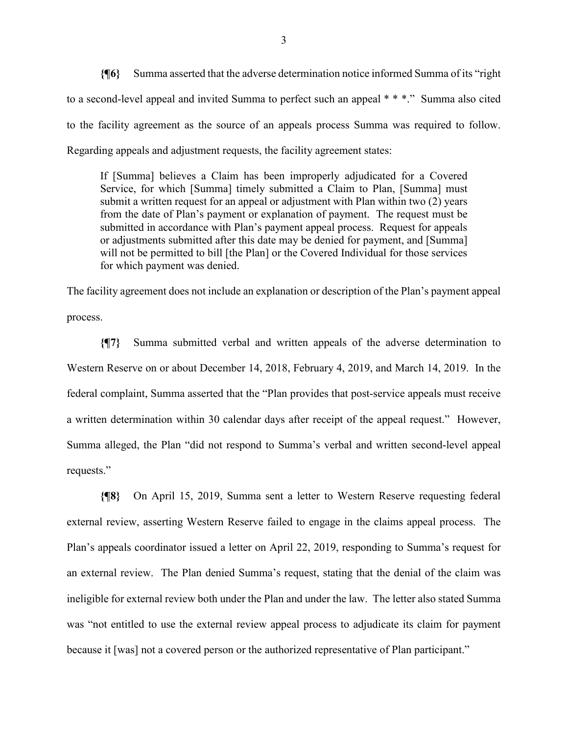**{¶6}** Summa asserted that the adverse determination notice informed Summa of its "right to a second-level appeal and invited Summa to perfect such an appeal * * *." Summa also cited to the facility agreement as the source of an appeals process Summa was required to follow. Regarding appeals and adjustment requests, the facility agreement states:

> If [Summa] believes a Claim has been improperly adjudicated for a Covered Service, for which [Summa] timely submitted a Claim to Plan, [Summa] must submit a written request for an appeal or adjustment with Plan within two (2) years from the date of Plan's payment or explanation of payment. The request must be submitted in accordance with Plan's payment appeal process. Request for appeals or adjustments submitted after this date may be denied for payment, and [Summa] will not be permitted to bill [the Plan] or the Covered Individual for those services for which payment was denied.

The facility agreement does not include an explanation or description of the Plan's payment appeal process.

**{¶7}** Summa submitted verbal and written appeals of the adverse determination to Western Reserve on or about December 14, 2018, February 4, 2019, and March 14, 2019. In the federal complaint, Summa asserted that the "Plan provides that post-service appeals must receive a written determination within 30 calendar days after receipt of the appeal request." However, Summa alleged, the Plan "did not respond to Summa's verbal and written second-level appeal requests."

**{¶8}** On April 15, 2019, Summa sent a letter to Western Reserve requesting federal external review, asserting Western Reserve failed to engage in the claims appeal process. The Plan's appeals coordinator issued a letter on April 22, 2019, responding to Summa's request for an external review. The Plan denied Summa's request, stating that the denial of the claim was ineligible for external review both under the Plan and under the law. The letter also stated Summa was "not entitled to use the external review appeal process to adjudicate its claim for payment because it [was] not a covered person or the authorized representative of Plan participant."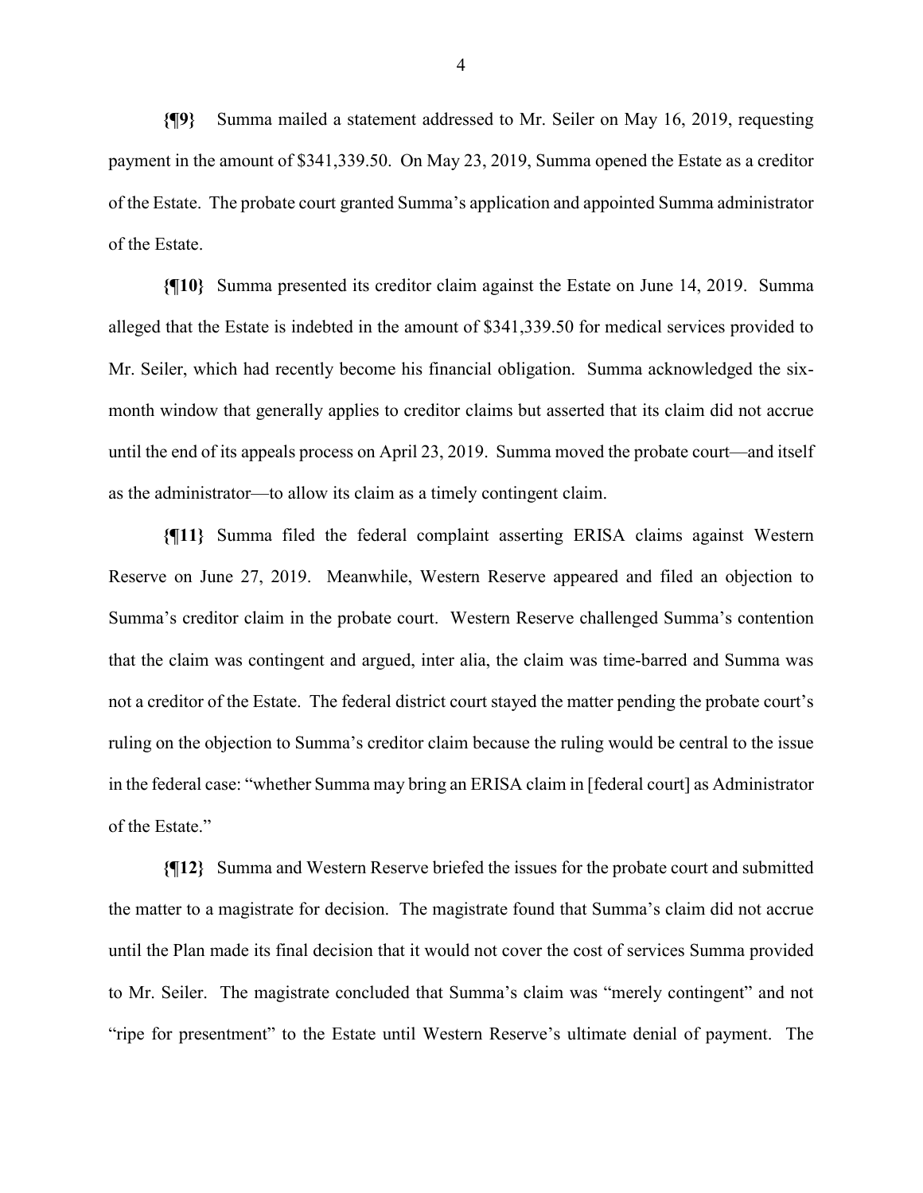**{¶9}** Summa mailed a statement addressed to Mr. Seiler on May 16, 2019, requesting payment in the amount of $341,339.50. On May 23, 2019, Summa opened the Estate as a creditor of the Estate. The probate court granted Summa's application and appointed Summa administrator of the Estate.

**{¶10}** Summa presented its creditor claim against the Estate on June 14, 2019. Summa alleged that the Estate is indebted in the amount of $341,339.50 for medical services provided to Mr. Seiler, which had recently become his financial obligation. Summa acknowledged the six-month window that generally applies to creditor claims but asserted that its claim did not accrue until the end of its appeals process on April 23, 2019. Summa moved the probate court—and itself as the administrator—to allow its claim as a timely contingent claim.

**{¶11}** Summa filed the federal complaint asserting ERISA claims against Western Reserve on June 27, 2019. Meanwhile, Western Reserve appeared and filed an objection to Summa's creditor claim in the probate court. Western Reserve challenged Summa's contention that the claim was contingent and argued, inter alia, the claim was time-barred and Summa was not a creditor of the Estate. The federal district court stayed the matter pending the probate court's ruling on the objection to Summa's creditor claim because the ruling would be central to the issue in the federal case: "whether Summa may bring an ERISA claim in [federal court] as Administrator of the Estate."

**{¶12}** Summa and Western Reserve briefed the issues for the probate court and submitted the matter to a magistrate for decision. The magistrate found that Summa's claim did not accrue until the Plan made its final decision that it would not cover the cost of services Summa provided to Mr. Seiler. The magistrate concluded that Summa's claim was "merely contingent" and not "ripe for presentment" to the Estate until Western Reserve's ultimate denial of payment. The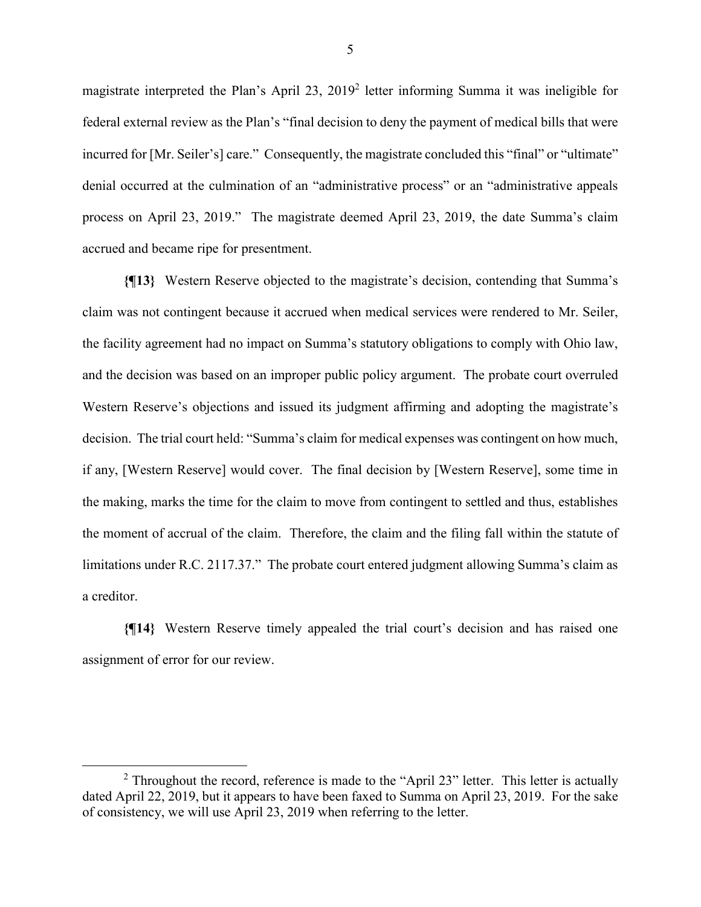magistrate interpreted the Plan's April 23, 2019[2] letter informing Summa it was ineligible for federal external review as the Plan's "final decision to deny the payment of medical bills that were incurred for [Mr. Seiler's] care." Consequently, the magistrate concluded this "final" or "ultimate" denial occurred at the culmination of an "administrative process" or an "administrative appeals process on April 23, 2019." The magistrate deemed April 23, 2019, the date Summa's claim accrued and became ripe for presentment.

**{¶13}** Western Reserve objected to the magistrate's decision, contending that Summa's claim was not contingent because it accrued when medical services were rendered to Mr. Seiler, the facility agreement had no impact on Summa's statutory obligations to comply with Ohio law, and the decision was based on an improper public policy argument. The probate court overruled Western Reserve's objections and issued its judgment affirming and adopting the magistrate's decision. The trial court held: "Summa's claim for medical expenses was contingent on how much, if any, [Western Reserve] would cover. The final decision by [Western Reserve], some time in the making, marks the time for the claim to move from contingent to settled and thus, establishes the moment of accrual of the claim. Therefore, the claim and the filing fall within the statute of limitations under R.C. 2117.37." The probate court entered judgment allowing Summa's claim as a creditor.

**{¶14}** Western Reserve timely appealed the trial court's decision and has raised one assignment of error for our review.

---

[2] Throughout the record, reference is made to the "April 23" letter. This letter is actually dated April 22, 2019, but it appears to have been faxed to Summa on April 23, 2019. For the sake of consistency, we will use April 23, 2019 when referring to the letter.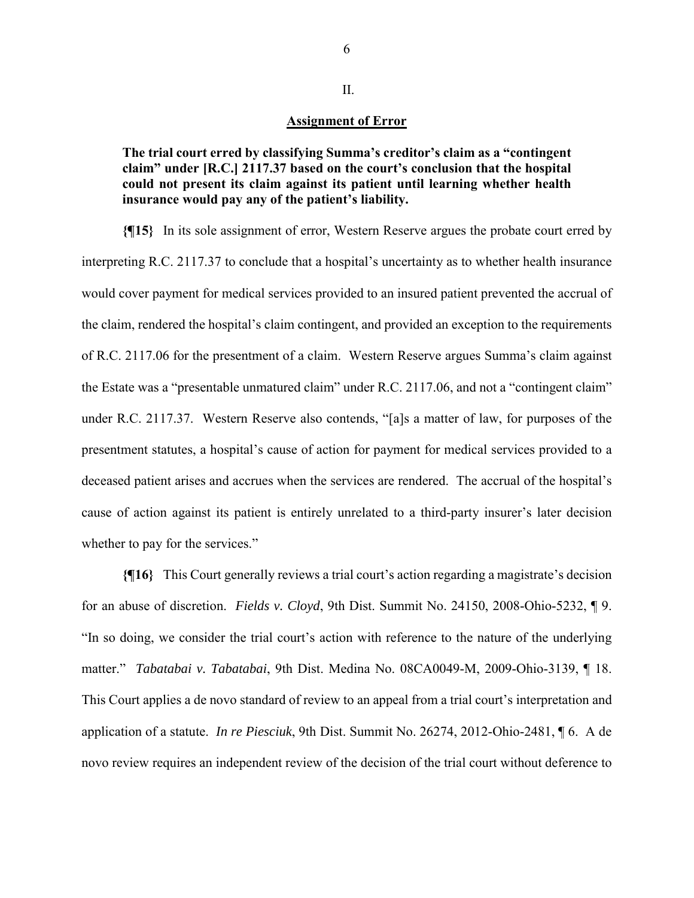II.

**Assignment of Error**

**The trial court erred by classifying Summa's creditor's claim as a "contingent claim" under [R.C.] 2117.37 based on the court's conclusion that the hospital could not present its claim against its patient until learning whether health insurance would pay any of the patient's liability.**

**{¶15}** In its sole assignment of error, Western Reserve argues the probate court erred by interpreting R.C. 2117.37 to conclude that a hospital's uncertainty as to whether health insurance would cover payment for medical services provided to an insured patient prevented the accrual of the claim, rendered the hospital's claim contingent, and provided an exception to the requirements of R.C. 2117.06 for the presentment of a claim. Western Reserve argues Summa's claim against the Estate was a "presentable unmatured claim" under R.C. 2117.06, and not a "contingent claim" under R.C. 2117.37. Western Reserve also contends, "[a]s a matter of law, for purposes of the presentment statutes, a hospital's cause of action for payment for medical services provided to a deceased patient arises and accrues when the services are rendered. The accrual of the hospital's cause of action against its patient is entirely unrelated to a third-party insurer's later decision whether to pay for the services."

**{¶16}** This Court generally reviews a trial court's action regarding a magistrate's decision for an abuse of discretion. *Fields v. Cloyd*, 9th Dist. Summit No. 24150, 2008-Ohio-5232, ¶ 9. "In so doing, we consider the trial court's action with reference to the nature of the underlying matter." *Tabatabai v. Tabatabai*, 9th Dist. Medina No. 08CA0049-M, 2009-Ohio-3139, ¶ 18. This Court applies a de novo standard of review to an appeal from a trial court's interpretation and application of a statute. *In re Piesciuk*, 9th Dist. Summit No. 26274, 2012-Ohio-2481, ¶ 6. A de novo review requires an independent review of the decision of the trial court without deference to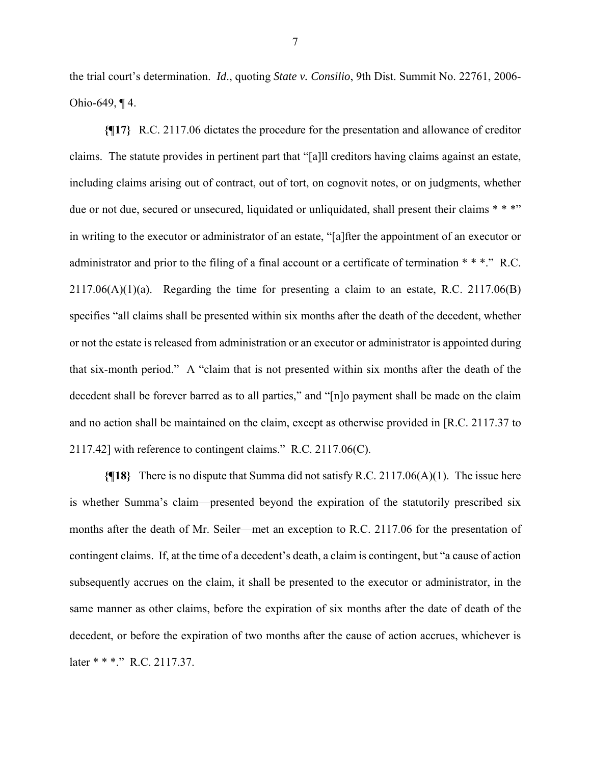the trial court's determination. *Id*., quoting *State v. Consilio*, 9th Dist. Summit No. 22761, 2006-Ohio-649, ¶ 4.

**{¶17}** R.C. 2117.06 dictates the procedure for the presentation and allowance of creditor claims. The statute provides in pertinent part that "[a]ll creditors having claims against an estate, including claims arising out of contract, out of tort, on cognovit notes, or on judgments, whether due or not due, secured or unsecured, liquidated or unliquidated, shall present their claims * * *" in writing to the executor or administrator of an estate, "[a]fter the appointment of an executor or administrator and prior to the filing of a final account or a certificate of termination * * *." R.C. 2117.06(A)(1)(a). Regarding the time for presenting a claim to an estate, R.C. 2117.06(B) specifies "all claims shall be presented within six months after the death of the decedent, whether or not the estate is released from administration or an executor or administrator is appointed during that six-month period." A "claim that is not presented within six months after the death of the decedent shall be forever barred as to all parties," and "[n]o payment shall be made on the claim and no action shall be maintained on the claim, except as otherwise provided in [R.C. 2117.37 to 2117.42] with reference to contingent claims." R.C. 2117.06(C).

**{¶18}** There is no dispute that Summa did not satisfy R.C. 2117.06(A)(1). The issue here is whether Summa's claim—presented beyond the expiration of the statutorily prescribed six months after the death of Mr. Seiler—met an exception to R.C. 2117.06 for the presentation of contingent claims. If, at the time of a decedent's death, a claim is contingent, but "a cause of action subsequently accrues on the claim, it shall be presented to the executor or administrator, in the same manner as other claims, before the expiration of six months after the date of death of the decedent, or before the expiration of two months after the cause of action accrues, whichever is later * * *." R.C. 2117.37.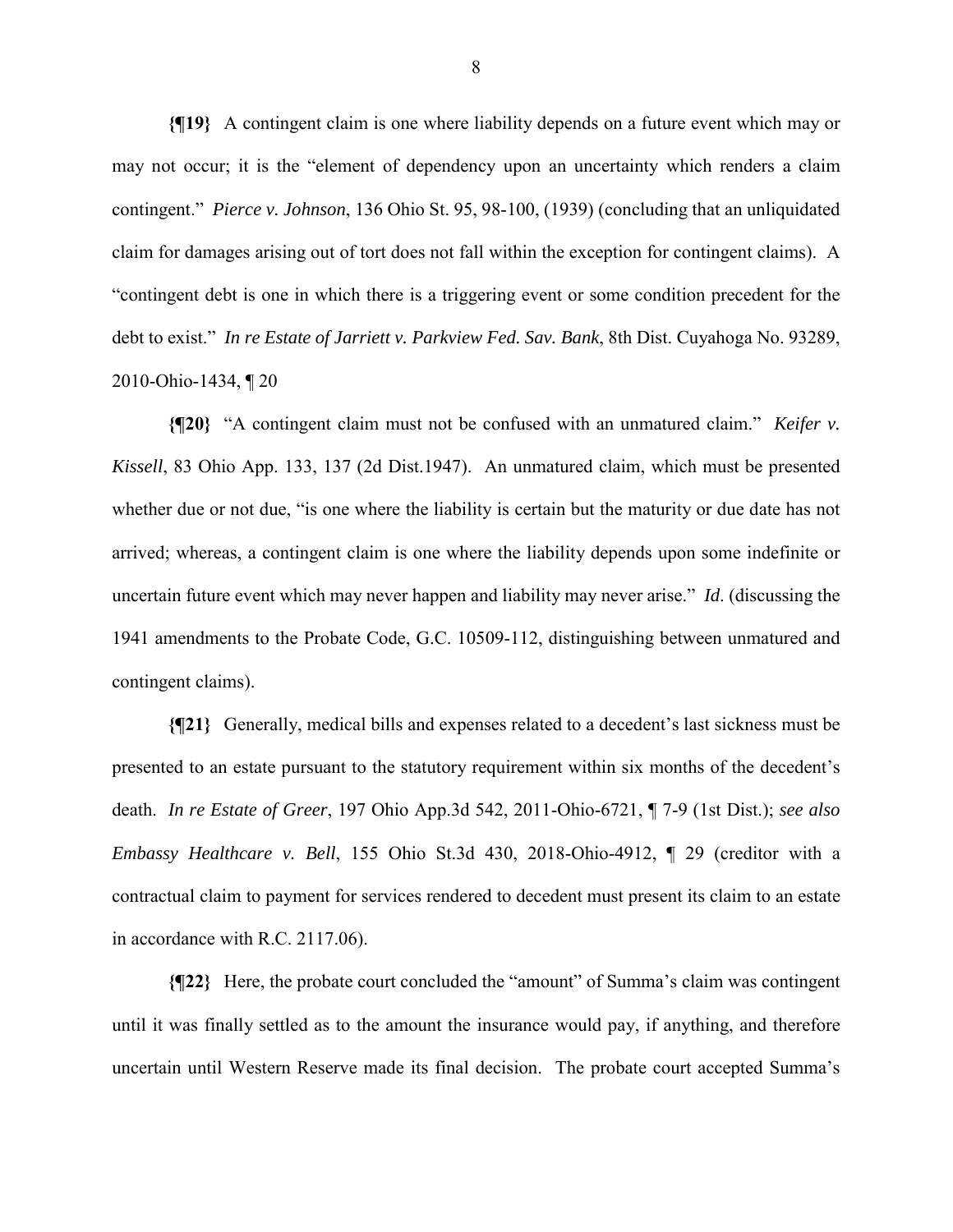**{¶19}** A contingent claim is one where liability depends on a future event which may or may not occur; it is the "element of dependency upon an uncertainty which renders a claim contingent." *Pierce v. Johnson*, 136 Ohio St. 95, 98-100, (1939) (concluding that an unliquidated claim for damages arising out of tort does not fall within the exception for contingent claims). A "contingent debt is one in which there is a triggering event or some condition precedent for the debt to exist." *In re Estate of Jarriett v. Parkview Fed. Sav. Bank*, 8th Dist. Cuyahoga No. 93289, 2010-Ohio-1434, ¶ 20

**{¶20}** "A contingent claim must not be confused with an unmatured claim." *Keifer v. Kissell*, 83 Ohio App. 133, 137 (2d Dist.1947). An unmatured claim, which must be presented whether due or not due, "is one where the liability is certain but the maturity or due date has not arrived; whereas, a contingent claim is one where the liability depends upon some indefinite or uncertain future event which may never happen and liability may never arise." *Id*. (discussing the 1941 amendments to the Probate Code, G.C. 10509-112, distinguishing between unmatured and contingent claims).

**{¶21}** Generally, medical bills and expenses related to a decedent's last sickness must be presented to an estate pursuant to the statutory requirement within six months of the decedent's death. *In re Estate of Greer*, 197 Ohio App.3d 542, 2011-Ohio-6721, ¶ 7-9 (1st Dist.); *see also Embassy Healthcare v. Bell*, 155 Ohio St.3d 430, 2018-Ohio-4912, ¶ 29 (creditor with a contractual claim to payment for services rendered to decedent must present its claim to an estate in accordance with R.C. 2117.06).

**{¶22}** Here, the probate court concluded the "amount" of Summa's claim was contingent until it was finally settled as to the amount the insurance would pay, if anything, and therefore uncertain until Western Reserve made its final decision. The probate court accepted Summa's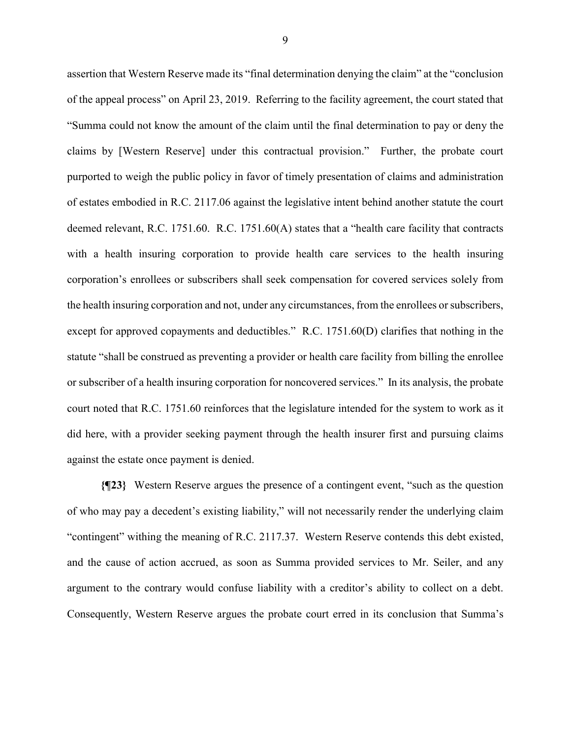assertion that Western Reserve made its "final determination denying the claim" at the "conclusion of the appeal process" on April 23, 2019. Referring to the facility agreement, the court stated that "Summa could not know the amount of the claim until the final determination to pay or deny the claims by [Western Reserve] under this contractual provision." Further, the probate court purported to weigh the public policy in favor of timely presentation of claims and administration of estates embodied in R.C. 2117.06 against the legislative intent behind another statute the court deemed relevant, R.C. 1751.60. R.C. 1751.60(A) states that a "health care facility that contracts with a health insuring corporation to provide health care services to the health insuring corporation's enrollees or subscribers shall seek compensation for covered services solely from the health insuring corporation and not, under any circumstances, from the enrollees or subscribers, except for approved copayments and deductibles." R.C. 1751.60(D) clarifies that nothing in the statute "shall be construed as preventing a provider or health care facility from billing the enrollee or subscriber of a health insuring corporation for noncovered services." In its analysis, the probate court noted that R.C. 1751.60 reinforces that the legislature intended for the system to work as it did here, with a provider seeking payment through the health insurer first and pursuing claims against the estate once payment is denied.

**{¶23}** Western Reserve argues the presence of a contingent event, "such as the question of who may pay a decedent's existing liability," will not necessarily render the underlying claim "contingent" withing the meaning of R.C. 2117.37. Western Reserve contends this debt existed, and the cause of action accrued, as soon as Summa provided services to Mr. Seiler, and any argument to the contrary would confuse liability with a creditor's ability to collect on a debt. Consequently, Western Reserve argues the probate court erred in its conclusion that Summa's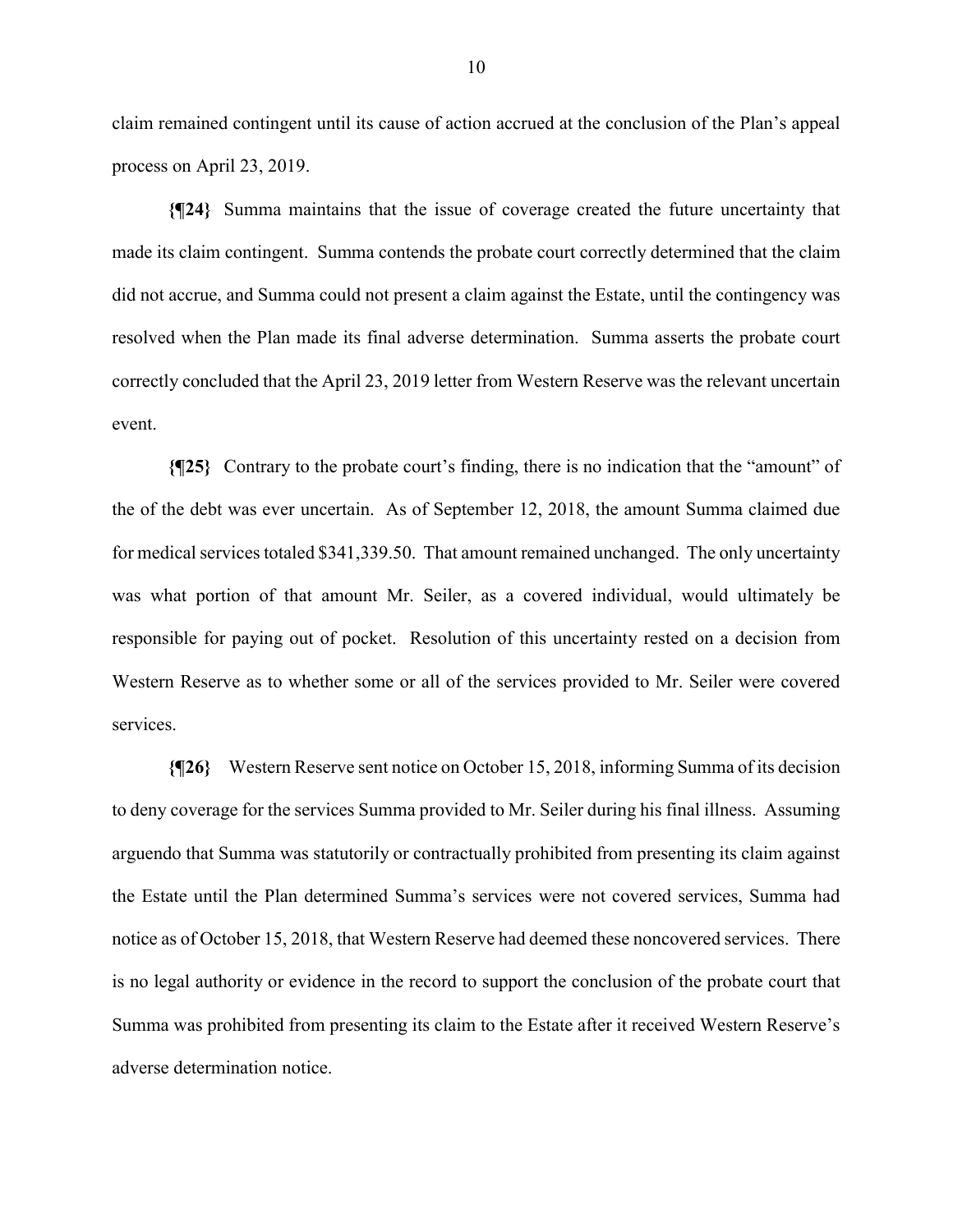claim remained contingent until its cause of action accrued at the conclusion of the Plan's appeal process on April 23, 2019.

**{¶24}** Summa maintains that the issue of coverage created the future uncertainty that made its claim contingent. Summa contends the probate court correctly determined that the claim did not accrue, and Summa could not present a claim against the Estate, until the contingency was resolved when the Plan made its final adverse determination. Summa asserts the probate court correctly concluded that the April 23, 2019 letter from Western Reserve was the relevant uncertain event.

**{¶25}** Contrary to the probate court's finding, there is no indication that the "amount" of the of the debt was ever uncertain. As of September 12, 2018, the amount Summa claimed due for medical services totaled $341,339.50. That amount remained unchanged. The only uncertainty was what portion of that amount Mr. Seiler, as a covered individual, would ultimately be responsible for paying out of pocket. Resolution of this uncertainty rested on a decision from Western Reserve as to whether some or all of the services provided to Mr. Seiler were covered services.

**{¶26}** Western Reserve sent notice on October 15, 2018, informing Summa of its decision to deny coverage for the services Summa provided to Mr. Seiler during his final illness. Assuming arguendo that Summa was statutorily or contractually prohibited from presenting its claim against the Estate until the Plan determined Summa's services were not covered services, Summa had notice as of October 15, 2018, that Western Reserve had deemed these noncovered services. There is no legal authority or evidence in the record to support the conclusion of the probate court that Summa was prohibited from presenting its claim to the Estate after it received Western Reserve's adverse determination notice.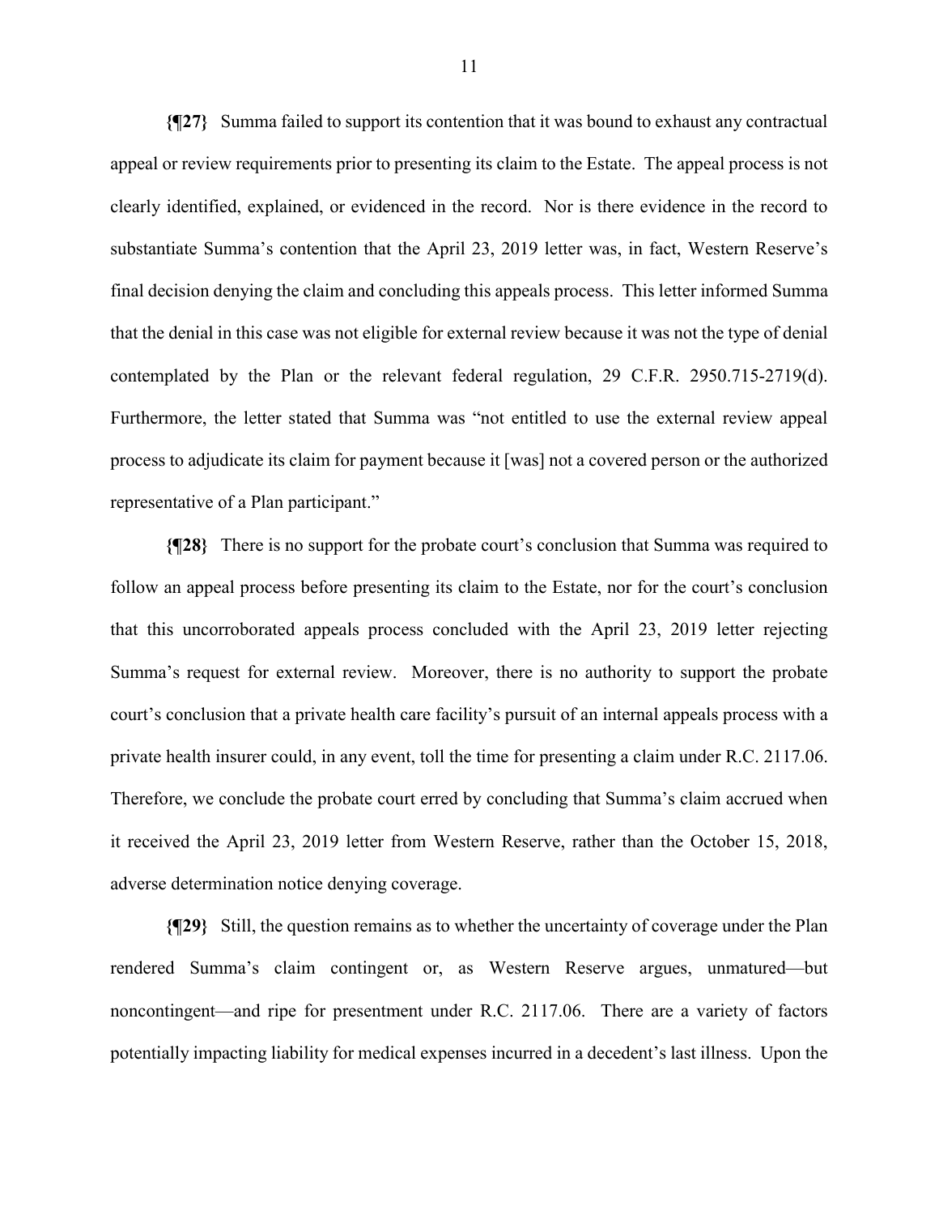**{¶27}** Summa failed to support its contention that it was bound to exhaust any contractual appeal or review requirements prior to presenting its claim to the Estate. The appeal process is not clearly identified, explained, or evidenced in the record. Nor is there evidence in the record to substantiate Summa's contention that the April 23, 2019 letter was, in fact, Western Reserve's final decision denying the claim and concluding this appeals process. This letter informed Summa that the denial in this case was not eligible for external review because it was not the type of denial contemplated by the Plan or the relevant federal regulation, 29 C.F.R. 2950.715-2719(d). Furthermore, the letter stated that Summa was "not entitled to use the external review appeal process to adjudicate its claim for payment because it [was] not a covered person or the authorized representative of a Plan participant."

**{¶28}** There is no support for the probate court's conclusion that Summa was required to follow an appeal process before presenting its claim to the Estate, nor for the court's conclusion that this uncorroborated appeals process concluded with the April 23, 2019 letter rejecting Summa's request for external review. Moreover, there is no authority to support the probate court's conclusion that a private health care facility's pursuit of an internal appeals process with a private health insurer could, in any event, toll the time for presenting a claim under R.C. 2117.06. Therefore, we conclude the probate court erred by concluding that Summa's claim accrued when it received the April 23, 2019 letter from Western Reserve, rather than the October 15, 2018, adverse determination notice denying coverage.

**{¶29}** Still, the question remains as to whether the uncertainty of coverage under the Plan rendered Summa's claim contingent or, as Western Reserve argues, unmatured—but noncontingent—and ripe for presentment under R.C. 2117.06. There are a variety of factors potentially impacting liability for medical expenses incurred in a decedent's last illness. Upon the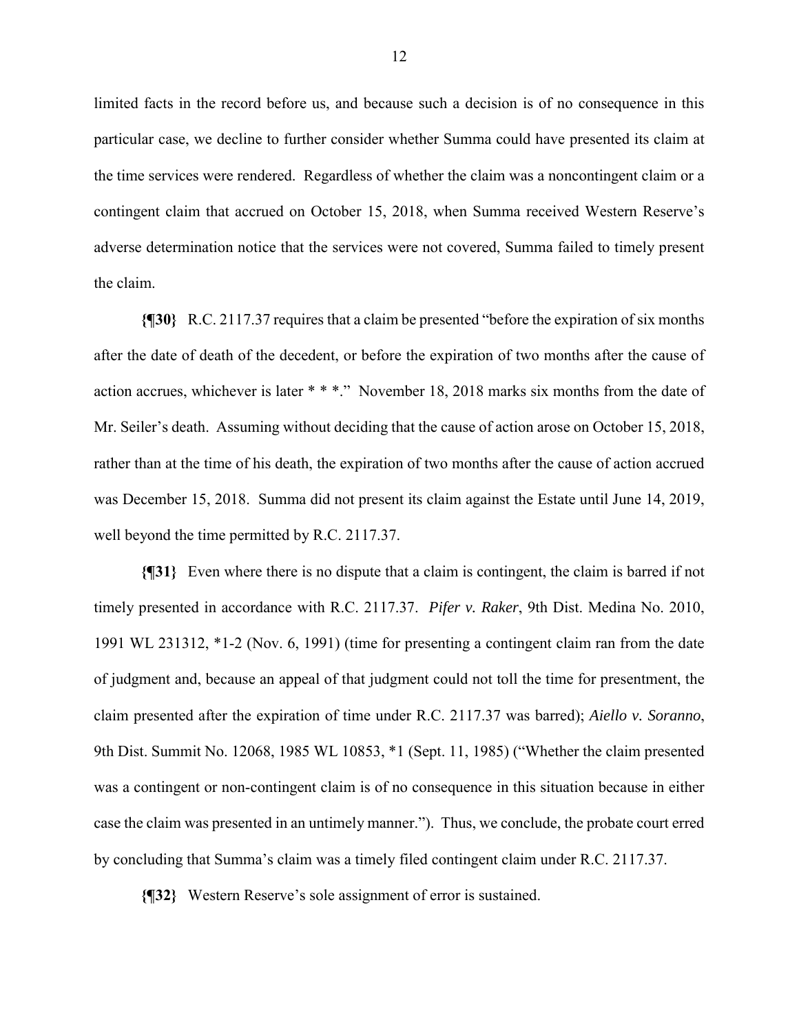limited facts in the record before us, and because such a decision is of no consequence in this particular case, we decline to further consider whether Summa could have presented its claim at the time services were rendered. Regardless of whether the claim was a noncontingent claim or a contingent claim that accrued on October 15, 2018, when Summa received Western Reserve's adverse determination notice that the services were not covered, Summa failed to timely present the claim.

**{¶30}** R.C. 2117.37 requires that a claim be presented "before the expiration of six months after the date of death of the decedent, or before the expiration of two months after the cause of action accrues, whichever is later * * *." November 18, 2018 marks six months from the date of Mr. Seiler's death. Assuming without deciding that the cause of action arose on October 15, 2018, rather than at the time of his death, the expiration of two months after the cause of action accrued was December 15, 2018. Summa did not present its claim against the Estate until June 14, 2019, well beyond the time permitted by R.C. 2117.37.

**{¶31}** Even where there is no dispute that a claim is contingent, the claim is barred if not timely presented in accordance with R.C. 2117.37. *Pifer v. Raker*, 9th Dist. Medina No. 2010, 1991 WL 231312, *1-2 (Nov. 6, 1991) (time for presenting a contingent claim ran from the date of judgment and, because an appeal of that judgment could not toll the time for presentment, the claim presented after the expiration of time under R.C. 2117.37 was barred); *Aiello v. Soranno*, 9th Dist. Summit No. 12068, 1985 WL 10853, *1 (Sept. 11, 1985) ("Whether the claim presented was a contingent or non-contingent claim is of no consequence in this situation because in either case the claim was presented in an untimely manner."). Thus, we conclude, the probate court erred by concluding that Summa's claim was a timely filed contingent claim under R.C. 2117.37.

**{¶32}** Western Reserve's sole assignment of error is sustained.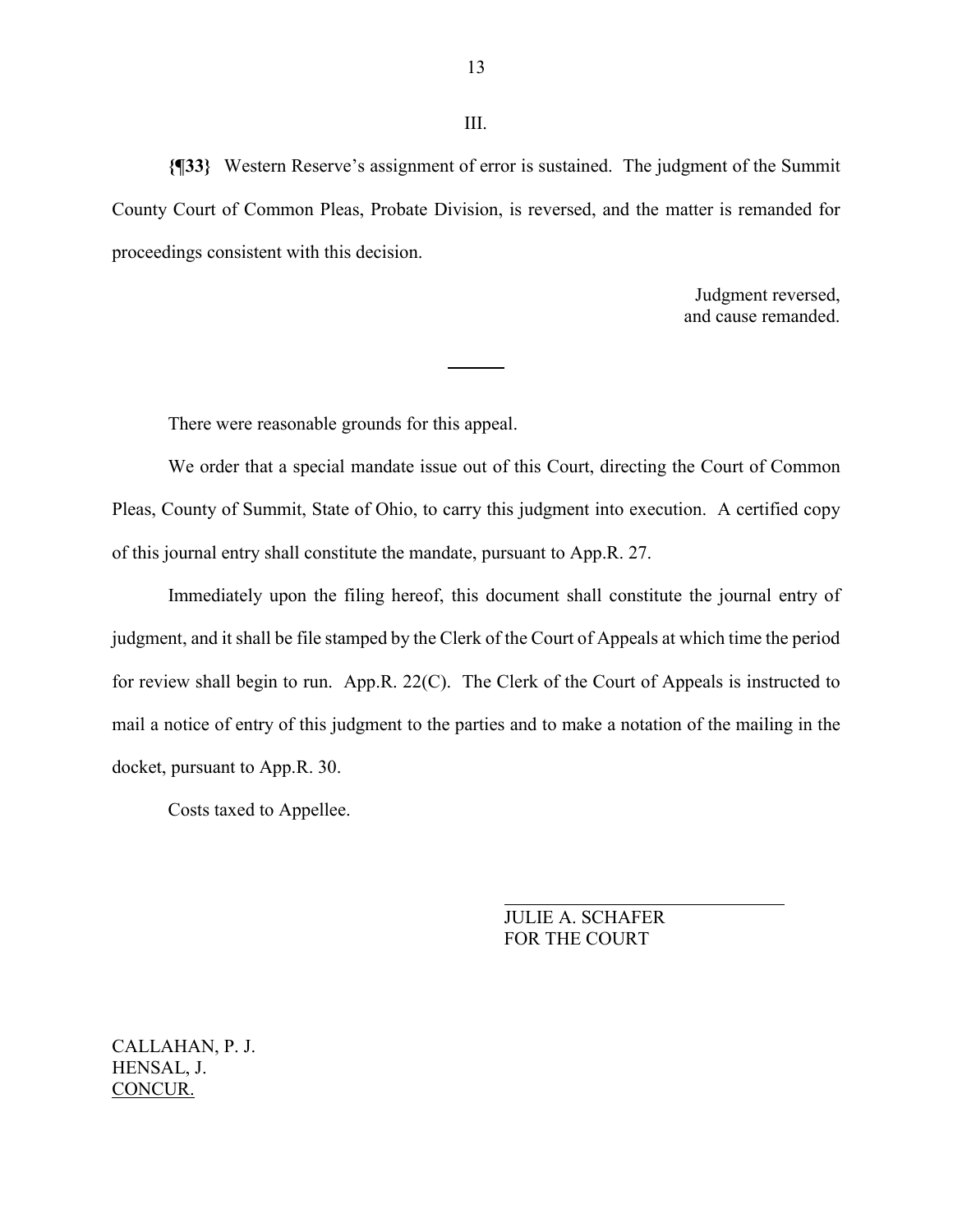### III.

**{¶33}** Western Reserve's assignment of error is sustained. The judgment of the Summit County Court of Common Pleas, Probate Division, is reversed, and the matter is remanded for proceedings consistent with this decision.

Judgment reversed,
and cause remanded.

---

There were reasonable grounds for this appeal.

We order that a special mandate issue out of this Court, directing the Court of Common Pleas, County of Summit, State of Ohio, to carry this judgment into execution. A certified copy of this journal entry shall constitute the mandate, pursuant to App.R. 27.

Immediately upon the filing hereof, this document shall constitute the journal entry of judgment, and it shall be file stamped by the Clerk of the Court of Appeals at which time the period for review shall begin to run. App.R. 22(C). The Clerk of the Court of Appeals is instructed to mail a notice of entry of this judgment to the parties and to make a notation of the mailing in the docket, pursuant to App.R. 30.

Costs taxed to Appellee.

JULIE A. SCHAFER
FOR THE COURT

CALLAHAN, P. J.
HENSAL, J.
CONCUR.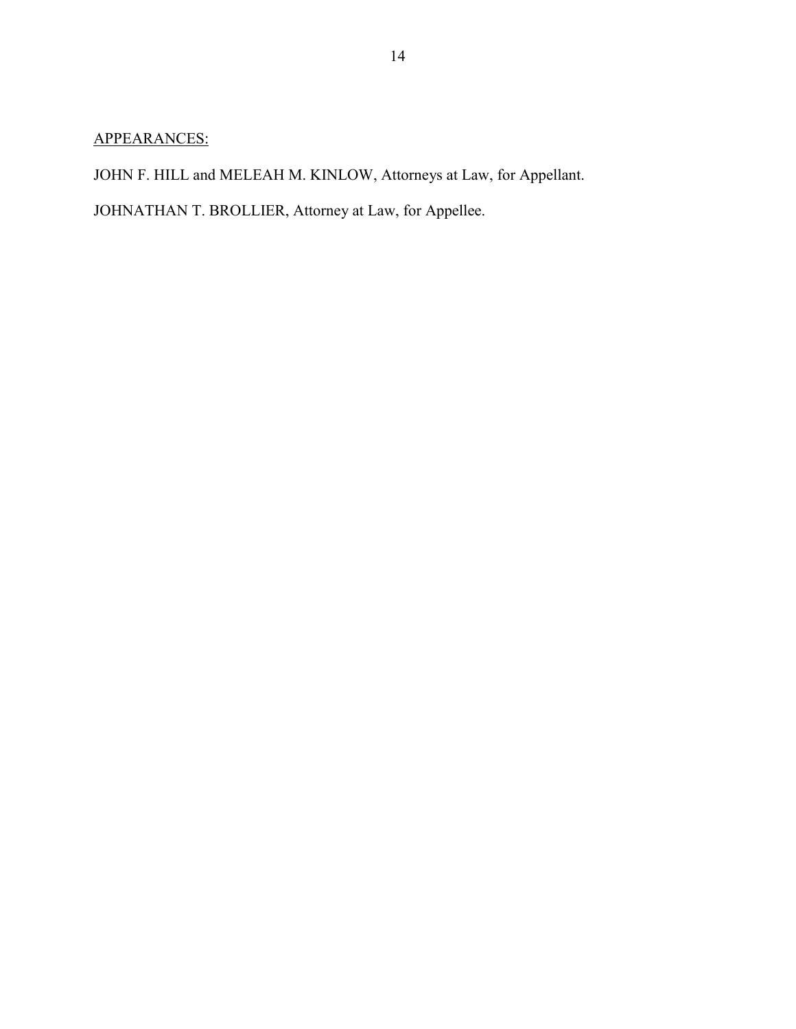APPEARANCES:

JOHN F. HILL and MELEAH M. KINLOW, Attorneys at Law, for Appellant.

JOHNATHAN T. BROLLIER, Attorney at Law, for Appellee.